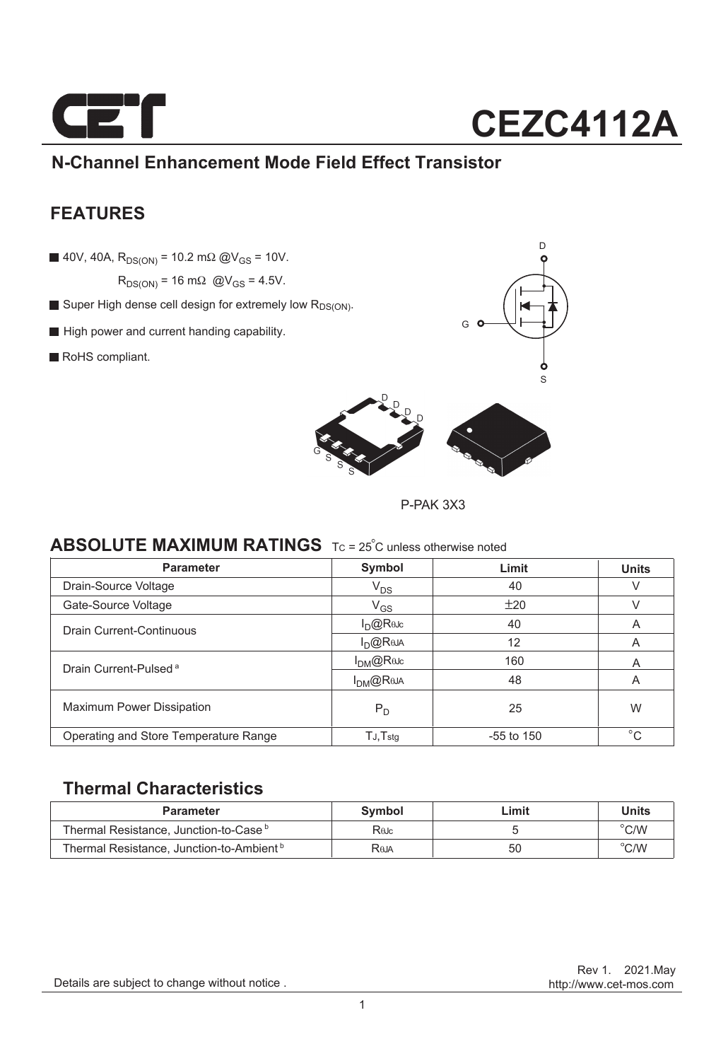# CEZC4112A

## N-Channel Enhancement Mode Field Effect Transistor

## FEATURES

- 40V, 40A, $R_{DS(ON)}$ = 10.2 mΩ @$V_{GS}$ = 10V.
  $R_{DS(ON)}$ = 16 mΩ @$V_{GS}$ = 4.5V.
- Super High dense cell design for extremely low $R_{DS(ON)}$.
- High power and current handing capability.
- RoHS compliant.

P-PAK 3X3

## ABSOLUTE MAXIMUM RATINGS $T_C$ = 25°C unless otherwise noted

| Parameter | Symbol | Limit | Units |
|---|---|---|---|
| Drain-Source Voltage | $V_{DS}$ | 40 | V |
| Gate-Source Voltage | $V_{GS}$ | ±20 | V |
| Drain Current-Continuous | $I_D$@$R_{\theta Jc}$ | 40 | A |
| | $I_D$@$R_{\theta JA}$ | 12 | A |
| Drain Current-Pulsed [a] | $I_{DM}$@$R_{\theta Jc}$ | 160 | A |
| | $I_{DM}$@$R_{\theta JA}$ | 48 | A |
| Maximum Power Dissipation | $P_D$ | 25 | W |
| Operating and Store Temperature Range | $T_J$,$T_{stg}$ | -55 to 150 | °C |

## Thermal Characteristics

| Parameter | Symbol | Limit | Units |
|---|---|---|---|
| Thermal Resistance, Junction-to-Case [b] | $R_{\theta Jc}$ | 5 | °C/W |
| Thermal Resistance, Junction-to-Ambient [b] | $R_{\theta JA}$ | 50 | °C/W |

Rev 1. 2021.May
http://www.cet-mos.com

Details are subject to change without notice .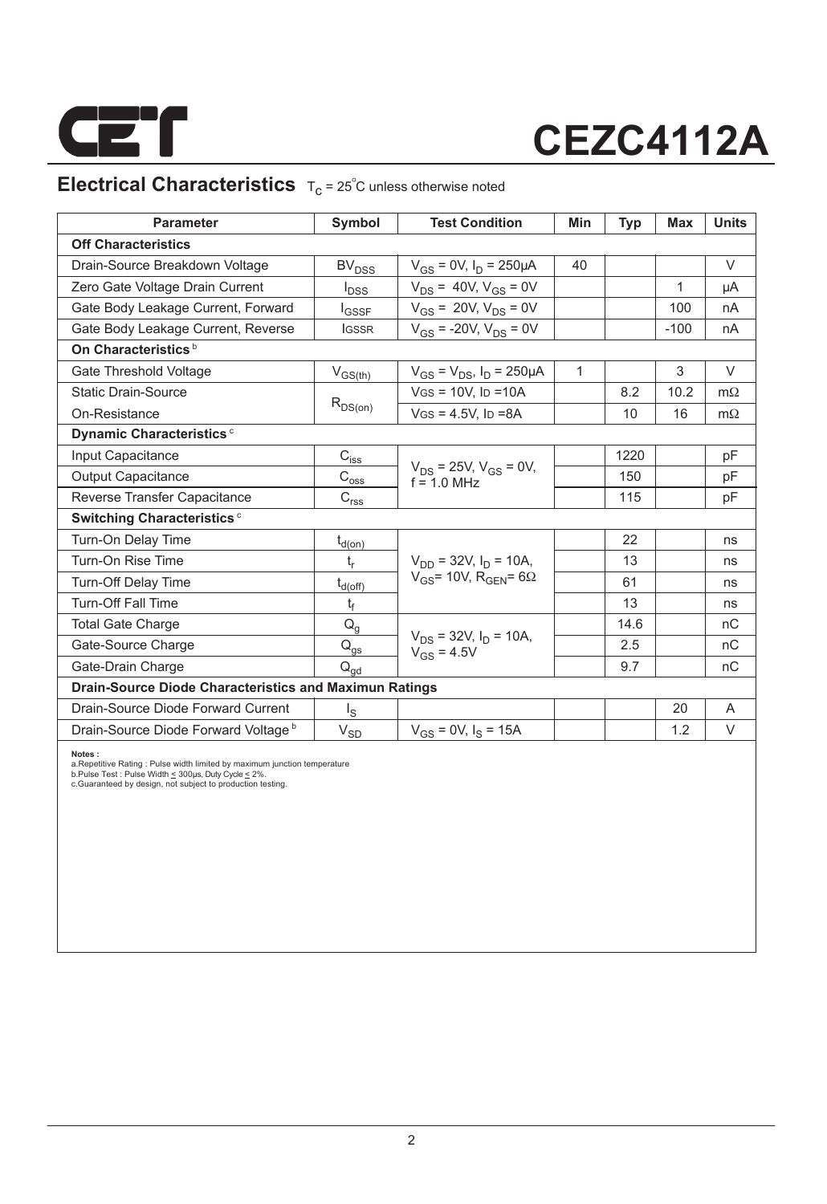# CEZC4112A

## Electrical Characteristics $T_C = 25^{\circ}C$ unless otherwise noted

| Parameter | Symbol | Test Condition | Min | Typ | Max | Units |
|---|---|---|---|---|---|---|
| **Off Characteristics** | | | | | | |
| Drain-Source Breakdown Voltage | $BV_{DSS}$ | $V_{GS} = 0V$, $I_D = 250\mu A$ | 40 | | | V |
| Zero Gate Voltage Drain Current | $I_{DSS}$ | $V_{DS} = 40V$, $V_{GS} = 0V$ | | | 1 | µA |
| Gate Body Leakage Current, Forward | $I_{GSSF}$ | $V_{GS} = 20V$, $V_{DS} = 0V$ | | | 100 | nA |
| Gate Body Leakage Current, Reverse | $I_{GSSR}$ | $V_{GS} = -20V$, $V_{DS} = 0V$ | | | -100 | nA |
| **On Characteristics** [b] | | | | | | |
| Gate Threshold Voltage | $V_{GS(th)}$ | $V_{GS} = V_{DS}$, $I_D = 250\mu A$ | 1 | | 3 | V |
| Static Drain-Source | $R_{DS(on)}$ | $V_{GS} = 10V$, $I_D = 10A$ | | 8.2 | 10.2 | mΩ |
| On-Resistance | | $V_{GS} = 4.5V$, $I_D = 8A$ | | 10 | 16 | mΩ |
| **Dynamic Characteristics** [c] | | | | | | |
| Input Capacitance | $C_{iss}$ | $V_{DS} = 25V$, $V_{GS} = 0V$, $f = 1.0$ MHz | | 1220 | | pF |
| Output Capacitance | $C_{oss}$ | | | 150 | | pF |
| Reverse Transfer Capacitance | $C_{rss}$ | | | 115 | | pF |
| **Switching Characteristics** [c] | | | | | | |
| Turn-On Delay Time | $t_{d(on)}$ | $V_{DD} = 32V$, $I_D = 10A$, $V_{GS} = 10V$, $R_{GEN} = 6\Omega$ | | 22 | | ns |
| Turn-On Rise Time | $t_r$ | | | 13 | | ns |
| Turn-Off Delay Time | $t_{d(off)}$ | | | 61 | | ns |
| Turn-Off Fall Time | $t_f$ | | | 13 | | ns |
| Total Gate Charge | $Q_g$ | $V_{DS} = 32V$, $I_D = 10A$, $V_{GS} = 4.5V$ | | 14.6 | | nC |
| Gate-Source Charge | $Q_{gs}$ | | | 2.5 | | nC |
| Gate-Drain Charge | $Q_{gd}$ | | | 9.7 | | nC |
| **Drain-Source Diode Characteristics and Maximun Ratings** | | | | | | |
| Drain-Source Diode Forward Current | $I_S$ | | | | 20 | A |
| Drain-Source Diode Forward Voltage [b] | $V_{SD}$ | $V_{GS} = 0V$, $I_S = 15A$ | | | 1.2 | V |

**Notes :**
a.Repetitive Rating : Pulse width limited by maximum junction temperature
b.Pulse Test : Pulse Width ≤ 300µs, Duty Cycle ≤ 2%.
c.Guaranteed by design, not subject to production testing.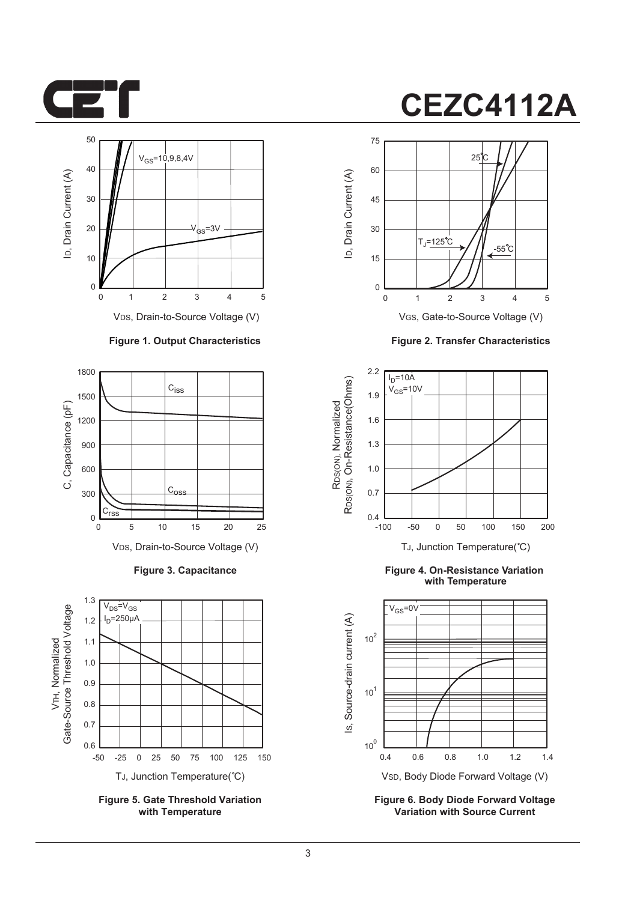Figure 1. Output Characteristics

Figure 2. Transfer Characteristics

Figure 3. Capacitance

Figure 4. On-Resistance Variation with Temperature

Figure 5. Gate Threshold Variation with Temperature

Figure 6. Body Diode Forward Voltage Variation with Source Current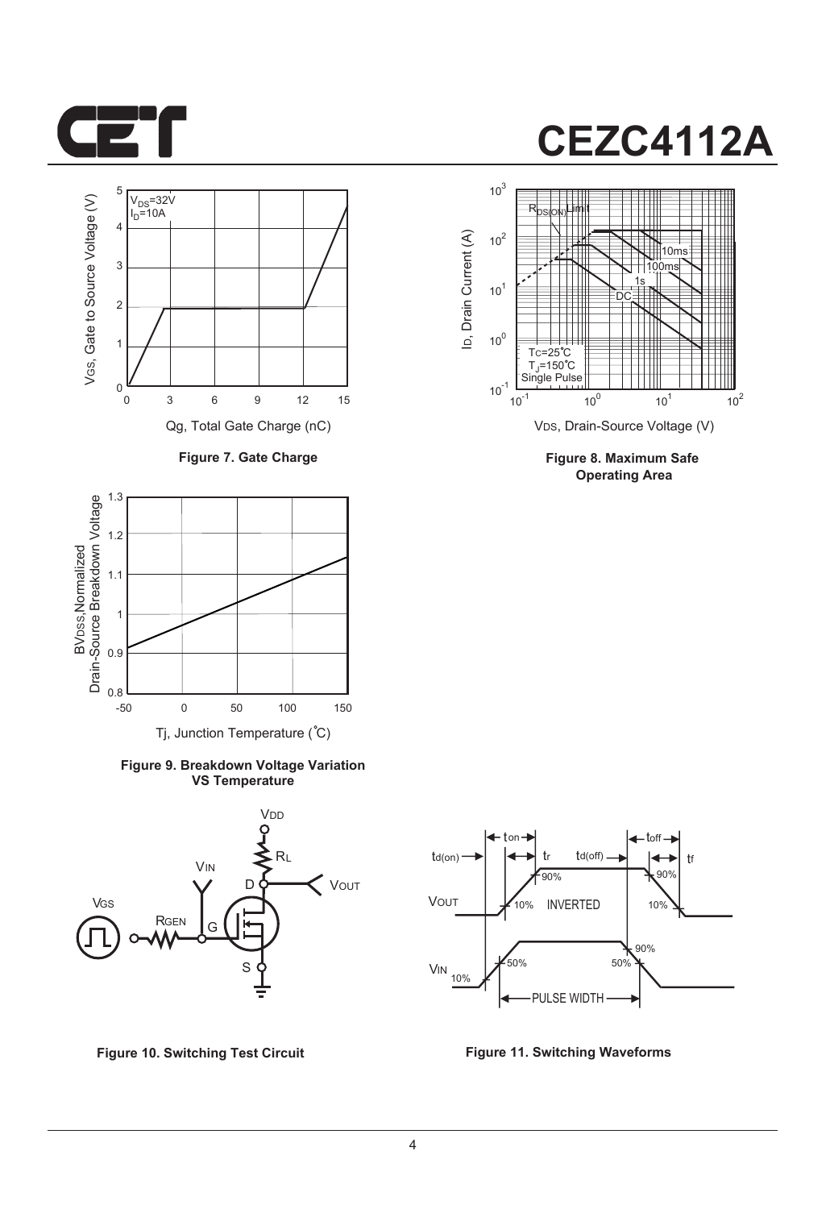**Figure 7. Gate Charge**

**Figure 8. Maximum Safe Operating Area**

**Figure 9. Breakdown Voltage Variation VS Temperature**

**Figure 10. Switching Test Circuit**

**Figure 11. Switching Waveforms**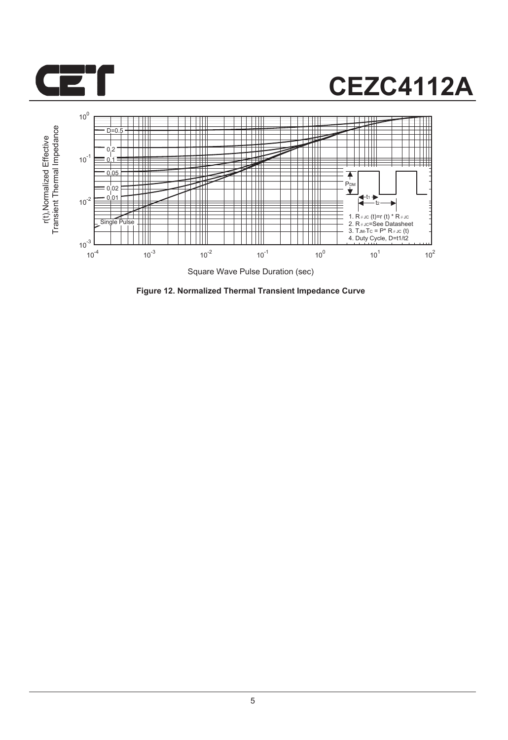# CEZC4112A

Figure 12. Normalized Thermal Transient Impedance Curve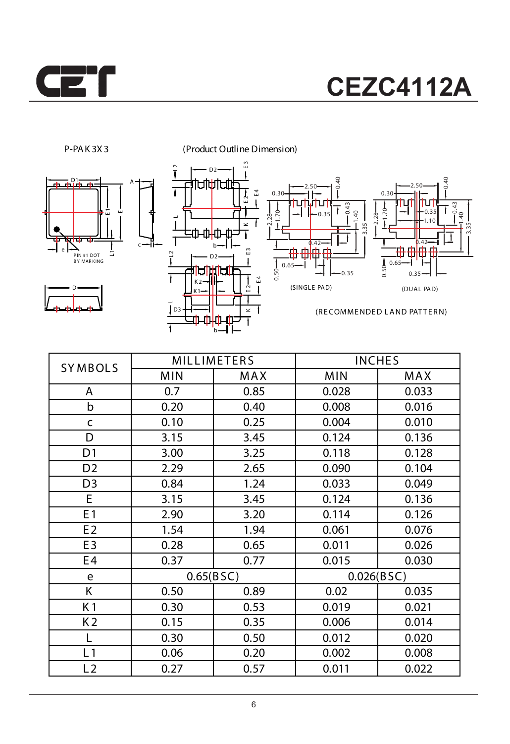P-PAK3X3

(Product Outline Dimension)

(SINGLE PAD)

(DUAL PAD)

(RECOMMENDED LAND PATTERN)

PIN #1 DOT BY MARKING

| SYMBOLS | MILLIMETERS | | INCHES | |
|---|---|---|---|---|
| | MIN | MAX | MIN | MAX |
| A | 0.7 | 0.85 | 0.028 | 0.033 |
| b | 0.20 | 0.40 | 0.008 | 0.016 |
| c | 0.10 | 0.25 | 0.004 | 0.010 |
| D | 3.15 | 3.45 | 0.124 | 0.136 |
| D1 | 3.00 | 3.25 | 0.118 | 0.128 |
| D2 | 2.29 | 2.65 | 0.090 | 0.104 |
| D3 | 0.84 | 1.24 | 0.033 | 0.049 |
| E | 3.15 | 3.45 | 0.124 | 0.136 |
| E1 | 2.90 | 3.20 | 0.114 | 0.126 |
| E2 | 1.54 | 1.94 | 0.061 | 0.076 |
| E3 | 0.28 | 0.65 | 0.011 | 0.026 |
| E4 | 0.37 | 0.77 | 0.015 | 0.030 |
| e | 0.65(BSC) | | 0.026(BSC) | |
| K | 0.50 | 0.89 | 0.02 | 0.035 |
| K1 | 0.30 | 0.53 | 0.019 | 0.021 |
| K2 | 0.15 | 0.35 | 0.006 | 0.014 |
| L | 0.30 | 0.50 | 0.012 | 0.020 |
| L1 | 0.06 | 0.20 | 0.002 | 0.008 |
| L2 | 0.27 | 0.57 | 0.011 | 0.022 |